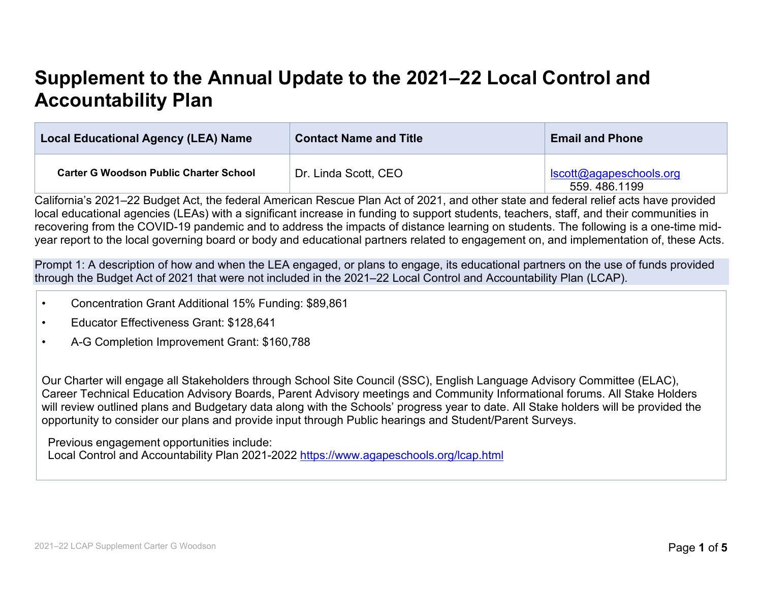# Supplement to the Annual Update to the 2021–22 Local Control and Accountability Plan

| Local Educational Agency (LEA) Name | Contact Name and Title | Email and Phone |
| --- | --- | --- |
| **Carter G Woodson Public Charter School** | Dr. Linda Scott, CEO | [lscott@agapeschools.org](mailto:lscott@agapeschools.org) 559. 486.1199 |

California's 2021–22 Budget Act, the federal American Rescue Plan Act of 2021, and other state and federal relief acts have provided local educational agencies (LEAs) with a significant increase in funding to support students, teachers, staff, and their communities in recovering from the COVID-19 pandemic and to address the impacts of distance learning on students. The following is a one-time mid-year report to the local governing board or body and educational partners related to engagement on, and implementation of, these Acts.

Prompt 1: A description of how and when the LEA engaged, or plans to engage, its educational partners on the use of funds provided through the Budget Act of 2021 that were not included in the 2021–22 Local Control and Accountability Plan (LCAP).

- Concentration Grant Additional 15% Funding: $89,861
- Educator Effectiveness Grant: $128,641
- A-G Completion Improvement Grant: $160,788

Our Charter will engage all Stakeholders through School Site Council (SSC), English Language Advisory Committee (ELAC), Career Technical Education Advisory Boards, Parent Advisory meetings and Community Informational forums. All Stake Holders will review outlined plans and Budgetary data along with the Schools' progress year to date. All Stake holders will be provided the opportunity to consider our plans and provide input through Public hearings and Student/Parent Surveys.

Previous engagement opportunities include:
Local Control and Accountability Plan 2021-2022 [https://www.agapeschools.org/lcap.html](https://www.agapeschools.org/lcap.html)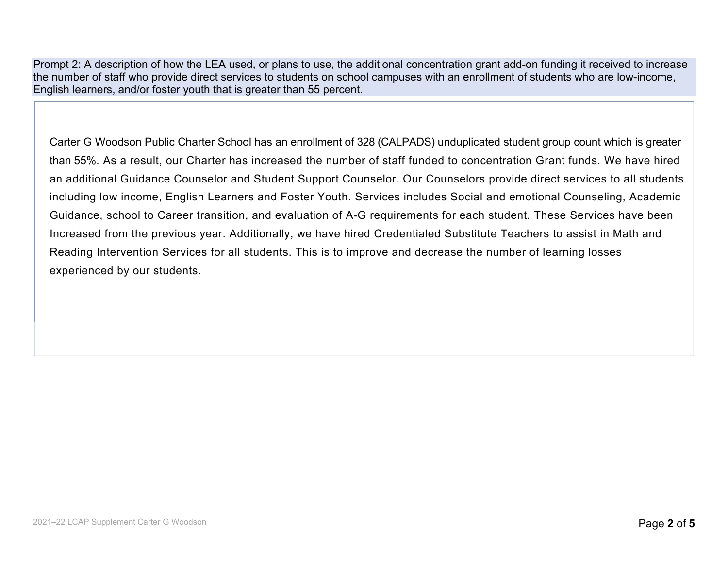Prompt 2: A description of how the LEA used, or plans to use, the additional concentration grant add-on funding it received to increase the number of staff who provide direct services to students on school campuses with an enrollment of students who are low-income, English learners, and/or foster youth that is greater than 55 percent.

Carter G Woodson Public Charter School has an enrollment of 328 (CALPADS) unduplicated student group count which is greater than 55%. As a result, our Charter has increased the number of staff funded to concentration Grant funds. We have hired an additional Guidance Counselor and Student Support Counselor. Our Counselors provide direct services to all students including low income, English Learners and Foster Youth. Services includes Social and emotional Counseling, Academic Guidance, school to Career transition, and evaluation of A-G requirements for each student. These Services have been Increased from the previous year. Additionally, we have hired Credentialed Substitute Teachers to assist in Math and Reading Intervention Services for all students. This is to improve and decrease the number of learning losses experienced by our students.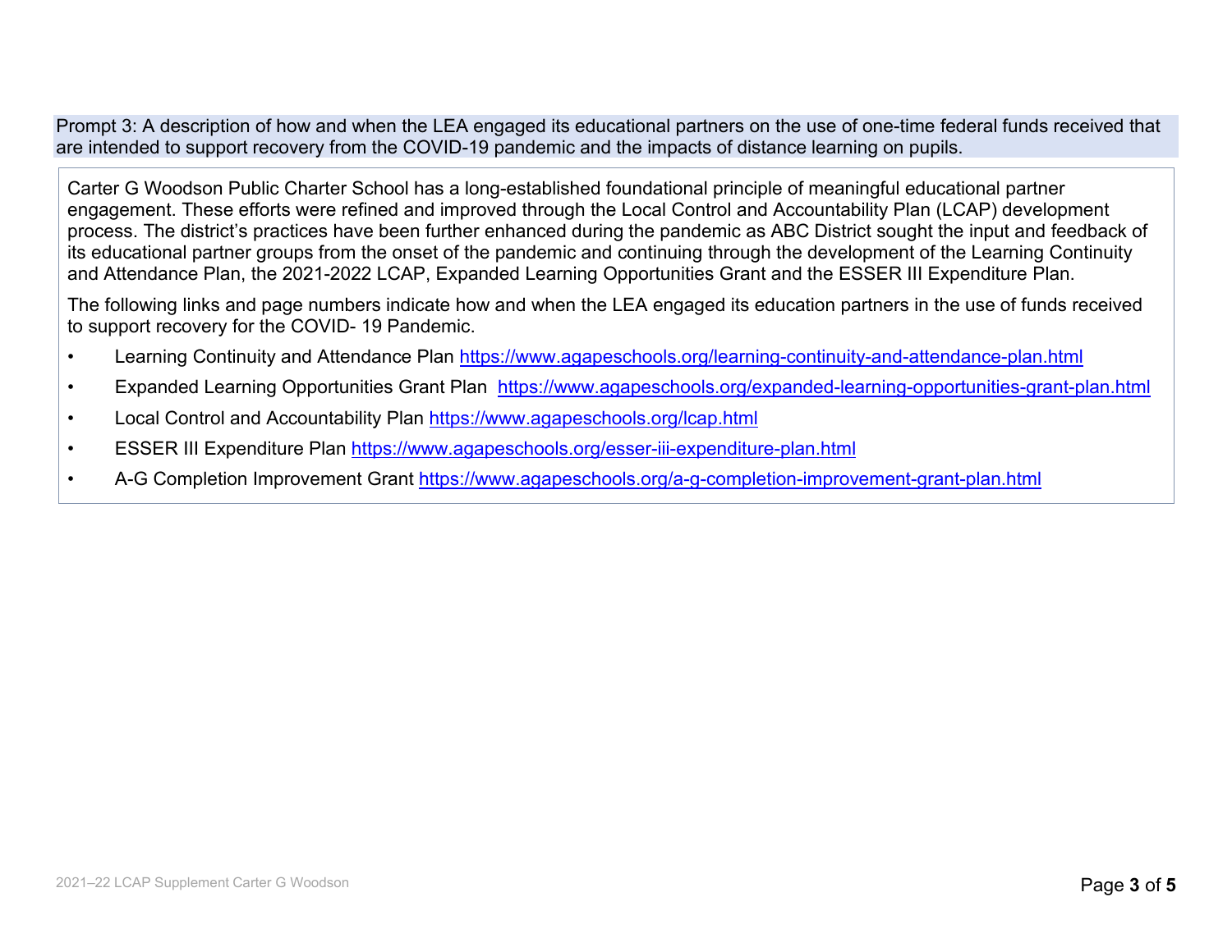Prompt 3: A description of how and when the LEA engaged its educational partners on the use of one-time federal funds received that are intended to support recovery from the COVID-19 pandemic and the impacts of distance learning on pupils.

Carter G Woodson Public Charter School has a long-established foundational principle of meaningful educational partner engagement. These efforts were refined and improved through the Local Control and Accountability Plan (LCAP) development process. The district's practices have been further enhanced during the pandemic as ABC District sought the input and feedback of its educational partner groups from the onset of the pandemic and continuing through the development of the Learning Continuity and Attendance Plan, the 2021-2022 LCAP, Expanded Learning Opportunities Grant and the ESSER III Expenditure Plan.

The following links and page numbers indicate how and when the LEA engaged its education partners in the use of funds received to support recovery for the COVID- 19 Pandemic.

- Learning Continuity and Attendance Plan https://www.agapeschools.org/learning-continuity-and-attendance-plan.html
- Expanded Learning Opportunities Grant Plan https://www.agapeschools.org/expanded-learning-opportunities-grant-plan.html
- Local Control and Accountability Plan https://www.agapeschools.org/lcap.html
- ESSER III Expenditure Plan https://www.agapeschools.org/esser-iii-expenditure-plan.html
- A-G Completion Improvement Grant https://www.agapeschools.org/a-g-completion-improvement-grant-plan.html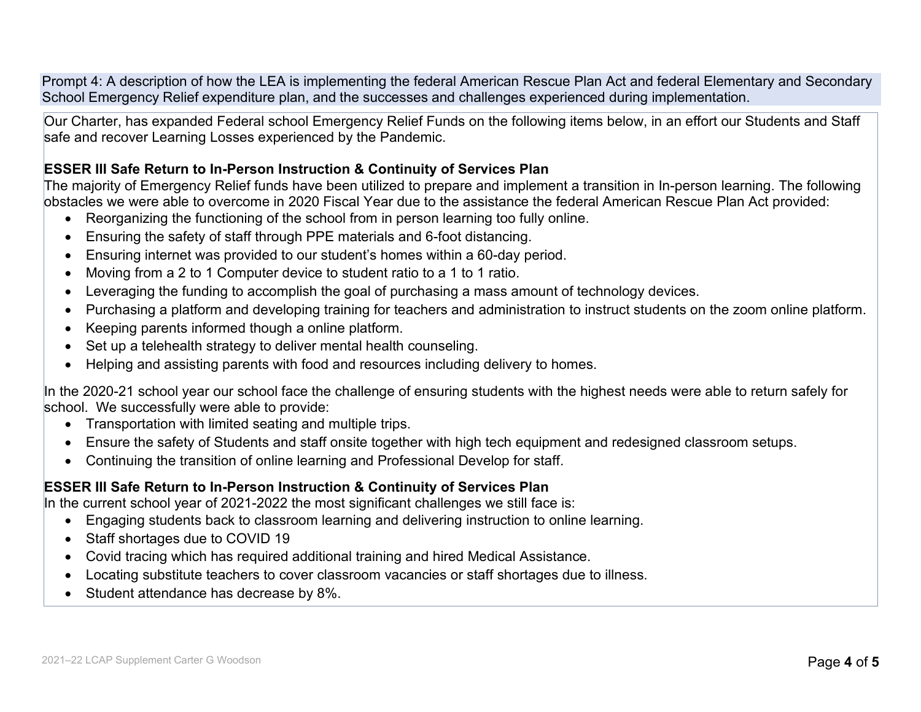Prompt 4: A description of how the LEA is implementing the federal American Rescue Plan Act and federal Elementary and Secondary School Emergency Relief expenditure plan, and the successes and challenges experienced during implementation.

Our Charter, has expanded Federal school Emergency Relief Funds on the following items below, in an effort our Students and Staff safe and recover Learning Losses experienced by the Pandemic.

**ESSER III Safe Return to In-Person Instruction & Continuity of Services Plan**

The majority of Emergency Relief funds have been utilized to prepare and implement a transition in In-person learning. The following obstacles we were able to overcome in 2020 Fiscal Year due to the assistance the federal American Rescue Plan Act provided:

- Reorganizing the functioning of the school from in person learning too fully online.
- Ensuring the safety of staff through PPE materials and 6-foot distancing.
- Ensuring internet was provided to our student's homes within a 60-day period.
- Moving from a 2 to 1 Computer device to student ratio to a 1 to 1 ratio.
- Leveraging the funding to accomplish the goal of purchasing a mass amount of technology devices.
- Purchasing a platform and developing training for teachers and administration to instruct students on the zoom online platform.
- Keeping parents informed though a online platform.
- Set up a telehealth strategy to deliver mental health counseling.
- Helping and assisting parents with food and resources including delivery to homes.

In the 2020-21 school year our school face the challenge of ensuring students with the highest needs were able to return safely for school. We successfully were able to provide:

- Transportation with limited seating and multiple trips.
- Ensure the safety of Students and staff onsite together with high tech equipment and redesigned classroom setups.
- Continuing the transition of online learning and Professional Develop for staff.

**ESSER III Safe Return to In-Person Instruction & Continuity of Services Plan**

In the current school year of 2021-2022 the most significant challenges we still face is:

- Engaging students back to classroom learning and delivering instruction to online learning.
- Staff shortages due to COVID 19
- Covid tracing which has required additional training and hired Medical Assistance.
- Locating substitute teachers to cover classroom vacancies or staff shortages due to illness.
- Student attendance has decrease by 8%.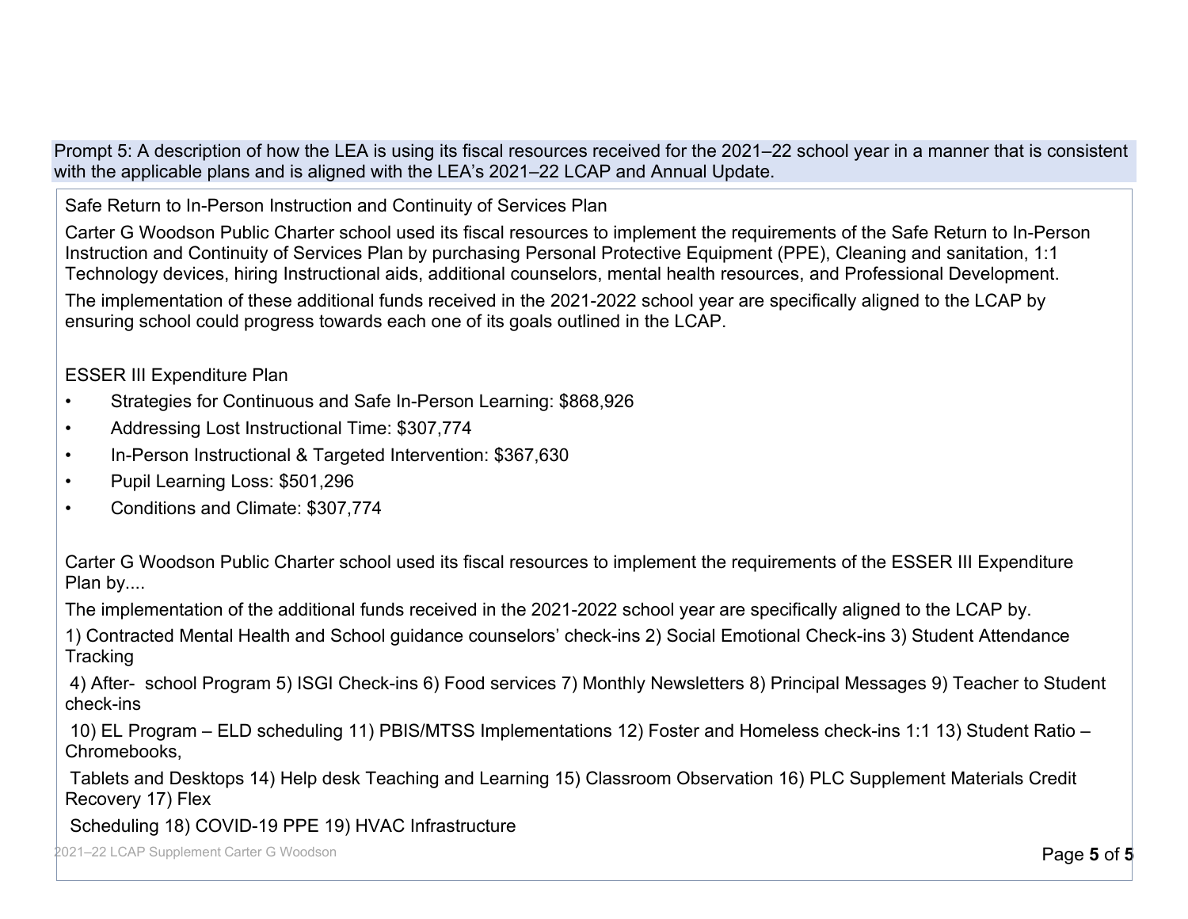Prompt 5: A description of how the LEA is using its fiscal resources received for the 2021–22 school year in a manner that is consistent with the applicable plans and is aligned with the LEA's 2021–22 LCAP and Annual Update.

Safe Return to In-Person Instruction and Continuity of Services Plan

Carter G Woodson Public Charter school used its fiscal resources to implement the requirements of the Safe Return to In-Person Instruction and Continuity of Services Plan by purchasing Personal Protective Equipment (PPE), Cleaning and sanitation, 1:1 Technology devices, hiring Instructional aids, additional counselors, mental health resources, and Professional Development.

The implementation of these additional funds received in the 2021-2022 school year are specifically aligned to the LCAP by ensuring school could progress towards each one of its goals outlined in the LCAP.

ESSER III Expenditure Plan

- Strategies for Continuous and Safe In-Person Learning: $868,926
- Addressing Lost Instructional Time: $307,774
- In-Person Instructional & Targeted Intervention: $367,630
- Pupil Learning Loss: $501,296
- Conditions and Climate: $307,774

Carter G Woodson Public Charter school used its fiscal resources to implement the requirements of the ESSER III Expenditure Plan by....

The implementation of the additional funds received in the 2021-2022 school year are specifically aligned to the LCAP by.

1) Contracted Mental Health and School guidance counselors' check-ins 2) Social Emotional Check-ins 3) Student Attendance Tracking

4) After- school Program 5) ISGI Check-ins 6) Food services 7) Monthly Newsletters 8) Principal Messages 9) Teacher to Student check-ins

10) EL Program – ELD scheduling 11) PBIS/MTSS Implementations 12) Foster and Homeless check-ins 1:1 13) Student Ratio – Chromebooks,

Tablets and Desktops 14) Help desk Teaching and Learning 15) Classroom Observation 16) PLC Supplement Materials Credit Recovery 17) Flex

Scheduling 18) COVID-19 PPE 19) HVAC Infrastructure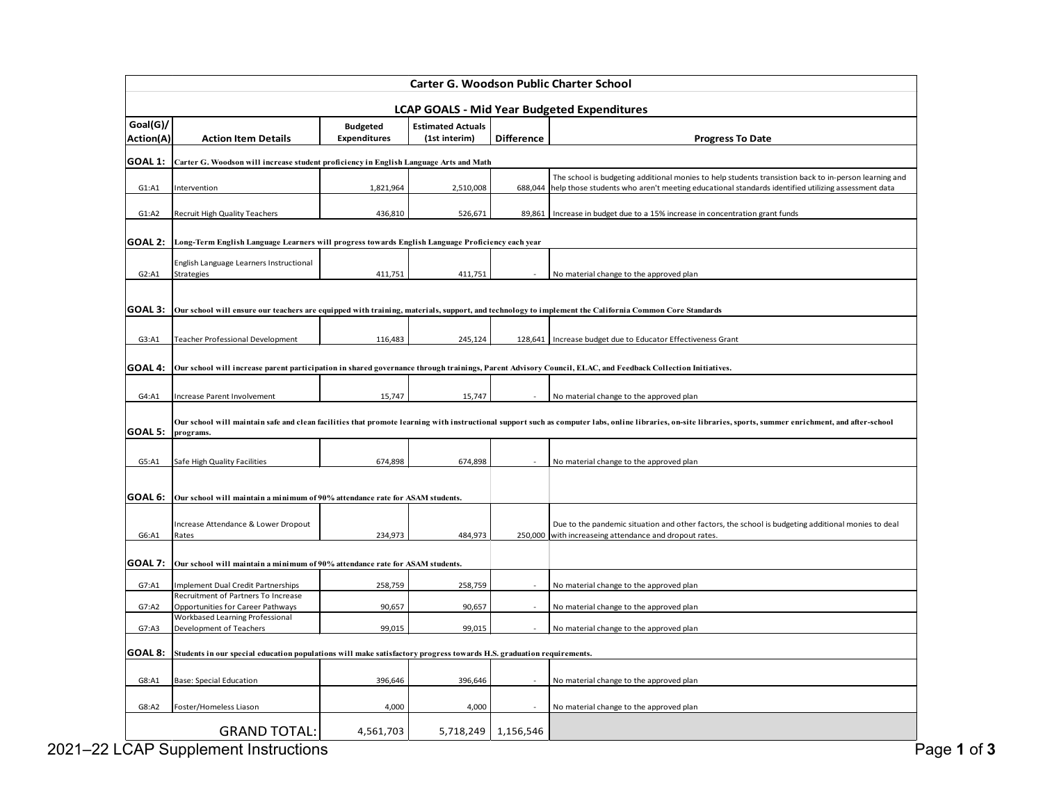| Carter G. Woodson Public Charter School | | | | | |
|---|---|---|---|---|---|
| **LCAP GOALS - Mid Year Budgeted Expenditures** | | | | | |
| **Goal(G)/ Action(A)** | **Action Item Details** | **Budgeted Expenditures** | **Estimated Actuals (1st interim)** | **Difference** | **Progress To Date** |
| **GOAL 1:** | **Carter G. Woodson will increase student proficiency in English Language Arts and Math** | | | | |
| G1:A1 | Intervention | 1,821,964 | 2,510,008 | 688,044 | The school is budgeting additional monies to help students transistion back to in-person learning and help those students who aren't meeting educational standards identified utilizing assessment data |
| G1:A2 | Recruit High Quality Teachers | 436,810 | 526,671 | 89,861 | Increase in budget due to a 15% increase in concentration grant funds |
| **GOAL 2:** | **Long-Term English Language Learners will progress towards English Language Proficiency each year** | | | | |
| G2:A1 | English Language Learners Instructional Strategies | 411,751 | 411,751 | - | No material change to the approved plan |
| **GOAL 3:** | **Our school will ensure our teachers are equipped with training, materials, support, and technology to implement the California Common Core Standards** | | | | |
| G3:A1 | Teacher Professional Development | 116,483 | 245,124 | 128,641 | Increase budget due to Educator Effectiveness Grant |
| **GOAL 4:** | **Our school will increase parent participation in shared governance through trainings, Parent Advisory Council, ELAC, and Feedback Collection Initiatives.** | | | | |
| G4:A1 | Increase Parent Involvement | 15,747 | 15,747 | - | No material change to the approved plan |
| **GOAL 5:** | **Our school will maintain safe and clean facilities that promote learning with instructional support such as computer labs, online libraries, on-site libraries, sports, summer enrichment, and after-school programs.** | | | | |
| G5:A1 | Safe High Quality Facilities | 674,898 | 674,898 | - | No material change to the approved plan |
| **GOAL 6:** | **Our school will maintain a minimum of 90% attendance rate for ASAM students.** | | | | |
| G6:A1 | Increase Attendance & Lower Dropout Rates | 234,973 | 484,973 | 250,000 | Due to the pandemic situation and other factors, the school is budgeting additional monies to deal with increaseing attendance and dropout rates. |
| **GOAL 7:** | **Our school will maintain a minimum of 90% attendance rate for ASAM students.** | | | | |
| G7:A1 | Implement Dual Credit Partnerships | 258,759 | 258,759 | - | No material change to the approved plan |
| G7:A2 | Recruitment of Partners To Increase Opportunities for Career Pathways | 90,657 | 90,657 | - | No material change to the approved plan |
| G7:A3 | Workbased Learning Professional Development of Teachers | 99,015 | 99,015 | - | No material change to the approved plan |
| **GOAL 8:** | **Students in our special education populations will make satisfactory progress towards H.S. graduation requirements.** | | | | |
| G8:A1 | Base: Special Education | 396,646 | 396,646 | - | No material change to the approved plan |
| G8:A2 | Foster/Homeless Liason | 4,000 | 4,000 | - | No material change to the approved plan |
| | GRAND TOTAL: | 4,561,703 | 5,718,249 | 1,156,546 | |

2021–22 LCAP Supplement Instructions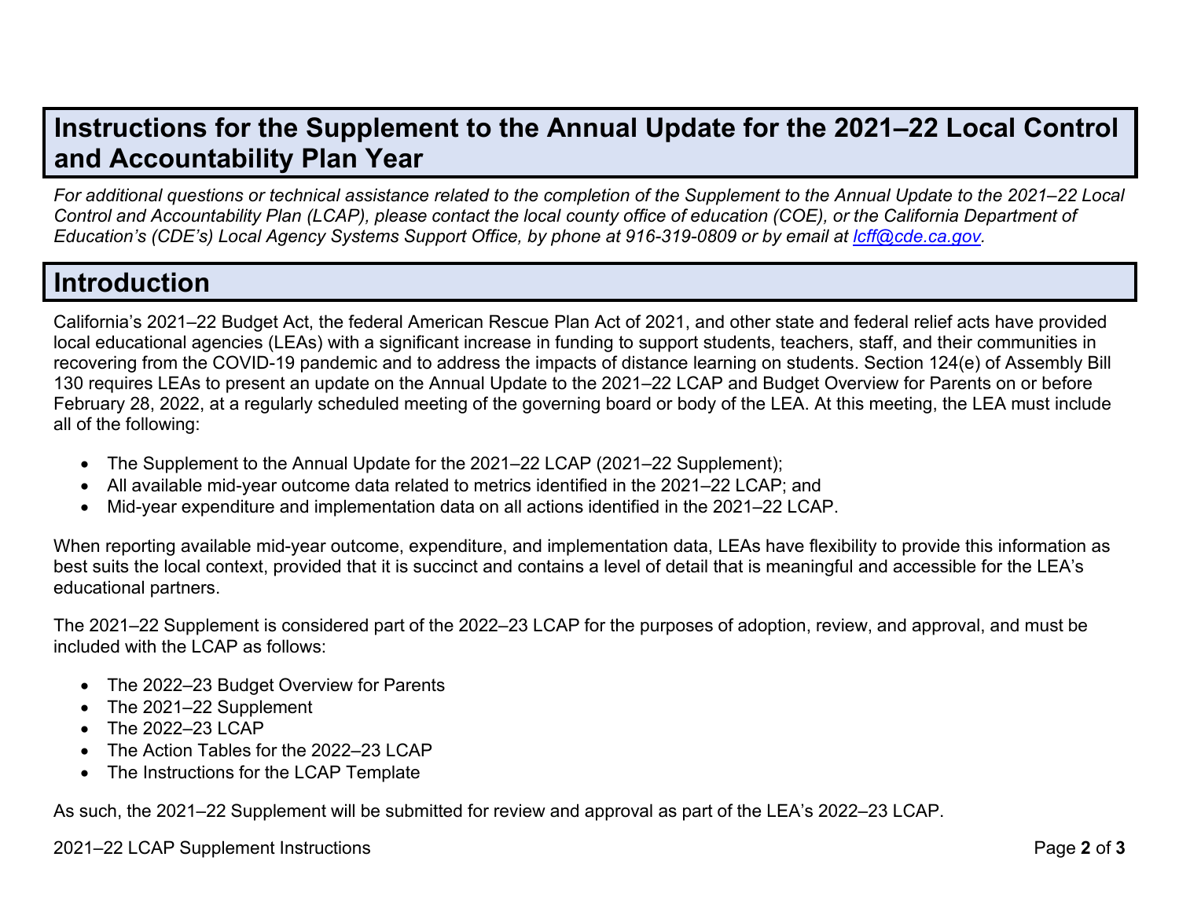# Instructions for the Supplement to the Annual Update for the 2021–22 Local Control and Accountability Plan Year

*For additional questions or technical assistance related to the completion of the Supplement to the Annual Update to the 2021–22 Local Control and Accountability Plan (LCAP), please contact the local county office of education (COE), or the California Department of Education's (CDE's) Local Agency Systems Support Office, by phone at 916-319-0809 or by email at [lcff@cde.ca.gov](mailto:lcff@cde.ca.gov).*

# Introduction

California's 2021–22 Budget Act, the federal American Rescue Plan Act of 2021, and other state and federal relief acts have provided local educational agencies (LEAs) with a significant increase in funding to support students, teachers, staff, and their communities in recovering from the COVID-19 pandemic and to address the impacts of distance learning on students. Section 124(e) of Assembly Bill 130 requires LEAs to present an update on the Annual Update to the 2021–22 LCAP and Budget Overview for Parents on or before February 28, 2022, at a regularly scheduled meeting of the governing board or body of the LEA. At this meeting, the LEA must include all of the following:

- The Supplement to the Annual Update for the 2021–22 LCAP (2021–22 Supplement);
- All available mid-year outcome data related to metrics identified in the 2021–22 LCAP; and
- Mid-year expenditure and implementation data on all actions identified in the 2021–22 LCAP.

When reporting available mid-year outcome, expenditure, and implementation data, LEAs have flexibility to provide this information as best suits the local context, provided that it is succinct and contains a level of detail that is meaningful and accessible for the LEA's educational partners.

The 2021–22 Supplement is considered part of the 2022–23 LCAP for the purposes of adoption, review, and approval, and must be included with the LCAP as follows:

- The 2022–23 Budget Overview for Parents
- The 2021–22 Supplement
- The 2022–23 LCAP
- The Action Tables for the 2022–23 LCAP
- The Instructions for the LCAP Template

As such, the 2021–22 Supplement will be submitted for review and approval as part of the LEA's 2022–23 LCAP.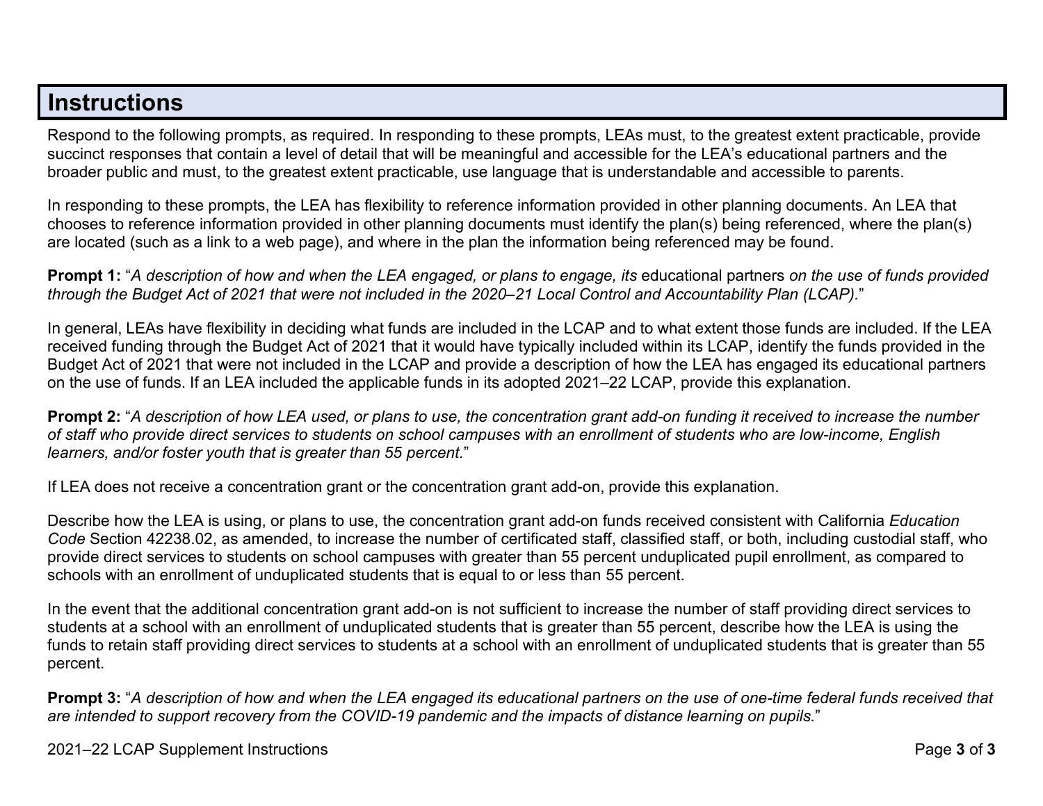# Instructions

Respond to the following prompts, as required. In responding to these prompts, LEAs must, to the greatest extent practicable, provide succinct responses that contain a level of detail that will be meaningful and accessible for the LEA's educational partners and the broader public and must, to the greatest extent practicable, use language that is understandable and accessible to parents.

In responding to these prompts, the LEA has flexibility to reference information provided in other planning documents. An LEA that chooses to reference information provided in other planning documents must identify the plan(s) being referenced, where the plan(s) are located (such as a link to a web page), and where in the plan the information being referenced may be found.

**Prompt 1:** "*A description of how and when the LEA engaged, or plans to engage, its* educational partners *on the use of funds provided through the Budget Act of 2021 that were not included in the 2020–21 Local Control and Accountability Plan (LCAP).*"

In general, LEAs have flexibility in deciding what funds are included in the LCAP and to what extent those funds are included. If the LEA received funding through the Budget Act of 2021 that it would have typically included within its LCAP, identify the funds provided in the Budget Act of 2021 that were not included in the LCAP and provide a description of how the LEA has engaged its educational partners on the use of funds. If an LEA included the applicable funds in its adopted 2021–22 LCAP, provide this explanation.

**Prompt 2:** "*A description of how LEA used, or plans to use, the concentration grant add-on funding it received to increase the number of staff who provide direct services to students on school campuses with an enrollment of students who are low-income, English learners, and/or foster youth that is greater than 55 percent.*"

If LEA does not receive a concentration grant or the concentration grant add-on, provide this explanation.

Describe how the LEA is using, or plans to use, the concentration grant add-on funds received consistent with California *Education Code* Section 42238.02, as amended, to increase the number of certificated staff, classified staff, or both, including custodial staff, who provide direct services to students on school campuses with greater than 55 percent unduplicated pupil enrollment, as compared to schools with an enrollment of unduplicated students that is equal to or less than 55 percent.

In the event that the additional concentration grant add-on is not sufficient to increase the number of staff providing direct services to students at a school with an enrollment of unduplicated students that is greater than 55 percent, describe how the LEA is using the funds to retain staff providing direct services to students at a school with an enrollment of unduplicated students that is greater than 55 percent.

**Prompt 3:** "*A description of how and when the LEA engaged its educational partners on the use of one-time federal funds received that are intended to support recovery from the COVID-19 pandemic and the impacts of distance learning on pupils.*"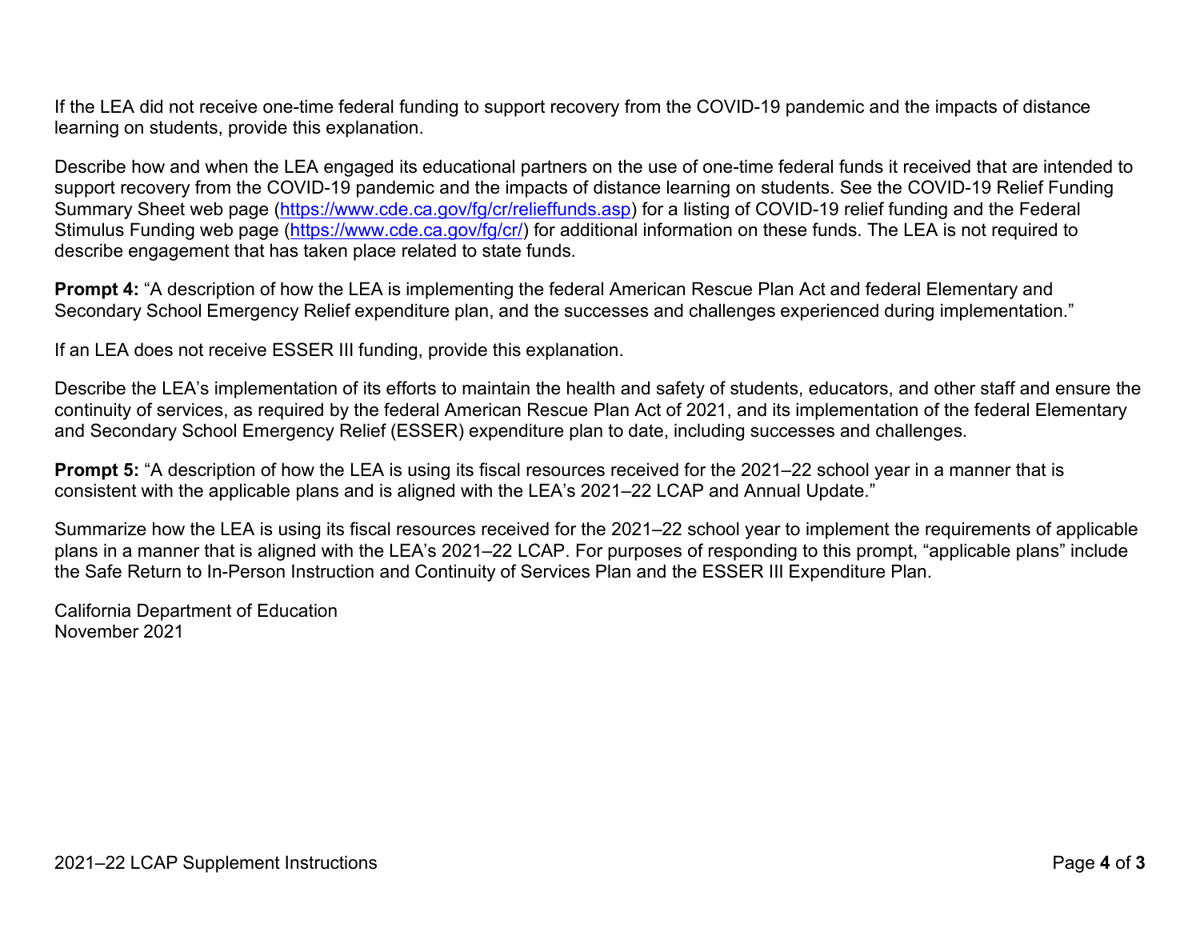If the LEA did not receive one-time federal funding to support recovery from the COVID-19 pandemic and the impacts of distance learning on students, provide this explanation.

Describe how and when the LEA engaged its educational partners on the use of one-time federal funds it received that are intended to support recovery from the COVID-19 pandemic and the impacts of distance learning on students. See the COVID-19 Relief Funding Summary Sheet web page (https://www.cde.ca.gov/fg/cr/relieffunds.asp) for a listing of COVID-19 relief funding and the Federal Stimulus Funding web page (https://www.cde.ca.gov/fg/cr/) for additional information on these funds. The LEA is not required to describe engagement that has taken place related to state funds.

**Prompt 4:** "A description of how the LEA is implementing the federal American Rescue Plan Act and federal Elementary and Secondary School Emergency Relief expenditure plan, and the successes and challenges experienced during implementation."

If an LEA does not receive ESSER III funding, provide this explanation.

Describe the LEA's implementation of its efforts to maintain the health and safety of students, educators, and other staff and ensure the continuity of services, as required by the federal American Rescue Plan Act of 2021, and its implementation of the federal Elementary and Secondary School Emergency Relief (ESSER) expenditure plan to date, including successes and challenges.

**Prompt 5:** "A description of how the LEA is using its fiscal resources received for the 2021–22 school year in a manner that is consistent with the applicable plans and is aligned with the LEA's 2021–22 LCAP and Annual Update."

Summarize how the LEA is using its fiscal resources received for the 2021–22 school year to implement the requirements of applicable plans in a manner that is aligned with the LEA's 2021–22 LCAP. For purposes of responding to this prompt, "applicable plans" include the Safe Return to In-Person Instruction and Continuity of Services Plan and the ESSER III Expenditure Plan.

California Department of Education
November 2021